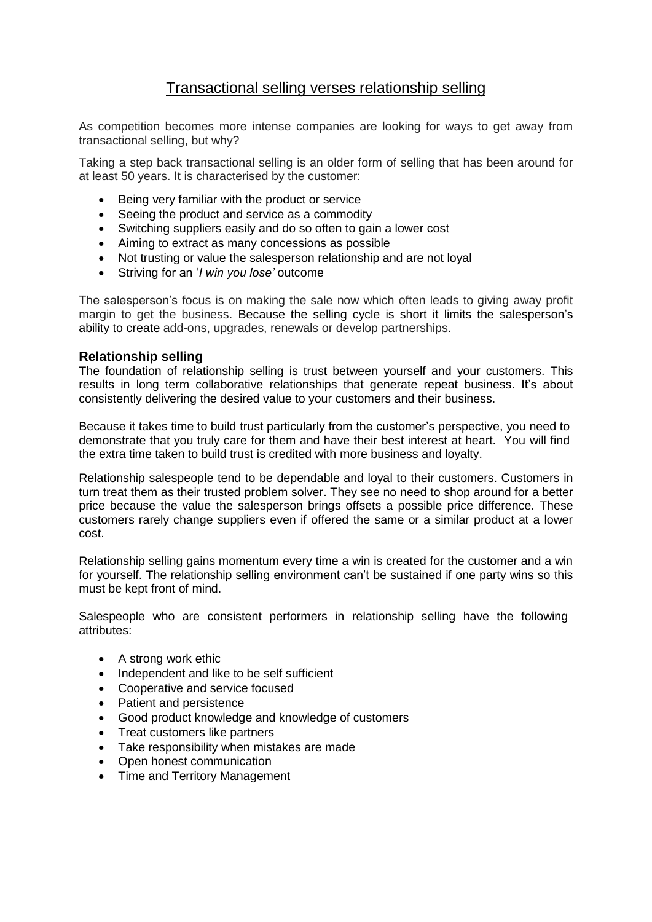# Transactional selling verses relationship selling

As competition becomes more intense companies are looking for ways to get away from transactional selling, but why?

Taking a step back transactional selling is an older form of selling that has been around for at least 50 years. It is characterised by the customer:

- Being very familiar with the product or service
- Seeing the product and service as a commodity
- Switching suppliers easily and do so often to gain a lower cost
- Aiming to extract as many concessions as possible
- Not trusting or value the salesperson relationship and are not loyal
- Striving for an '*I win you lose'* outcome

The salesperson's focus is on making the sale now which often leads to giving away profit margin to get the business. Because the selling cycle is short it limits the salesperson's ability to create add-ons, upgrades, renewals or develop partnerships.

## Relationship selling

The foundation of relationship selling is trust between yourself and your customers. This results in long term collaborative relationships that generate repeat business. It's about consistently delivering the desired value to your customers and their business.

Because it takes time to build trust particularly from the customer's perspective, you need to demonstrate that you truly care for them and have their best interest at heart. You will find the extra time taken to build trust is credited with more business and loyalty.

Relationship salespeople tend to be dependable and loyal to their customers. Customers in turn treat them as their trusted problem solver. They see no need to shop around for a better price because the value the salesperson brings offsets a possible price difference. These customers rarely change suppliers even if offered the same or a similar product at a lower cost.

Relationship selling gains momentum every time a win is created for the customer and a win for yourself. The relationship selling environment can't be sustained if one party wins so this must be kept front of mind.

Salespeople who are consistent performers in relationship selling have the following attributes:

- A strong work ethic
- Independent and like to be self sufficient
- Cooperative and service focused
- Patient and persistence
- Good product knowledge and knowledge of customers
- Treat customers like partners
- Take responsibility when mistakes are made
- Open honest communication
- Time and Territory Management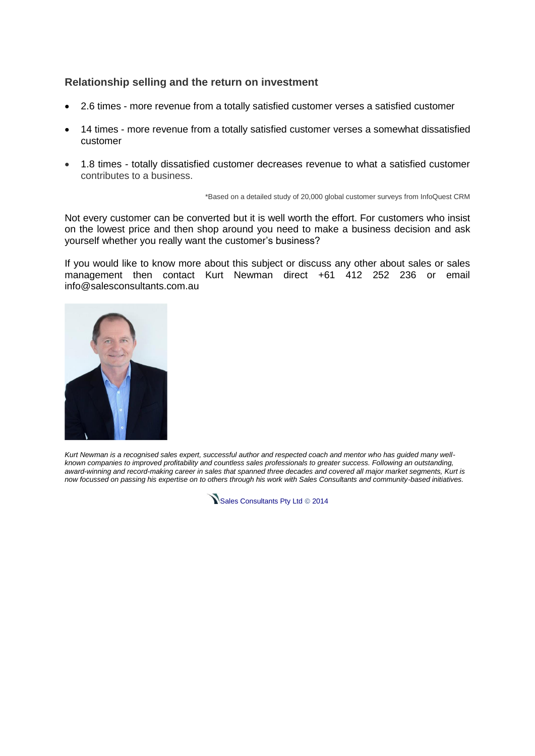### Relationship selling and the return on investment

- 2.6 times - more revenue from a totally satisfied customer verses a satisfied customer
- 14 times - more revenue from a totally satisfied customer verses a somewhat dissatisfied customer
- 1.8 times - totally dissatisfied customer decreases revenue to what a satisfied customer contributes to a business.

*Based on a detailed study of 20,000 global customer surveys from InfoQuest CRM

Not every customer can be converted but it is well worth the effort. For customers who insist on the lowest price and then shop around you need to make a business decision and ask yourself whether you really want the customer's business?

If you would like to know more about this subject or discuss any other about sales or sales management then contact Kurt Newman direct +61 412 252 236 or email info@salesconsultants.com.au

*Kurt Newman is a recognised sales expert, successful author and respected coach and mentor who has guided many well-known companies to improved profitability and countless sales professionals to greater success. Following an outstanding, award-winning and record-making career in sales that spanned three decades and covered all major market segments, Kurt is now focussed on passing his expertise on to others through his work with Sales Consultants and community-based initiatives.*

Sales Consultants Pty Ltd © 2014